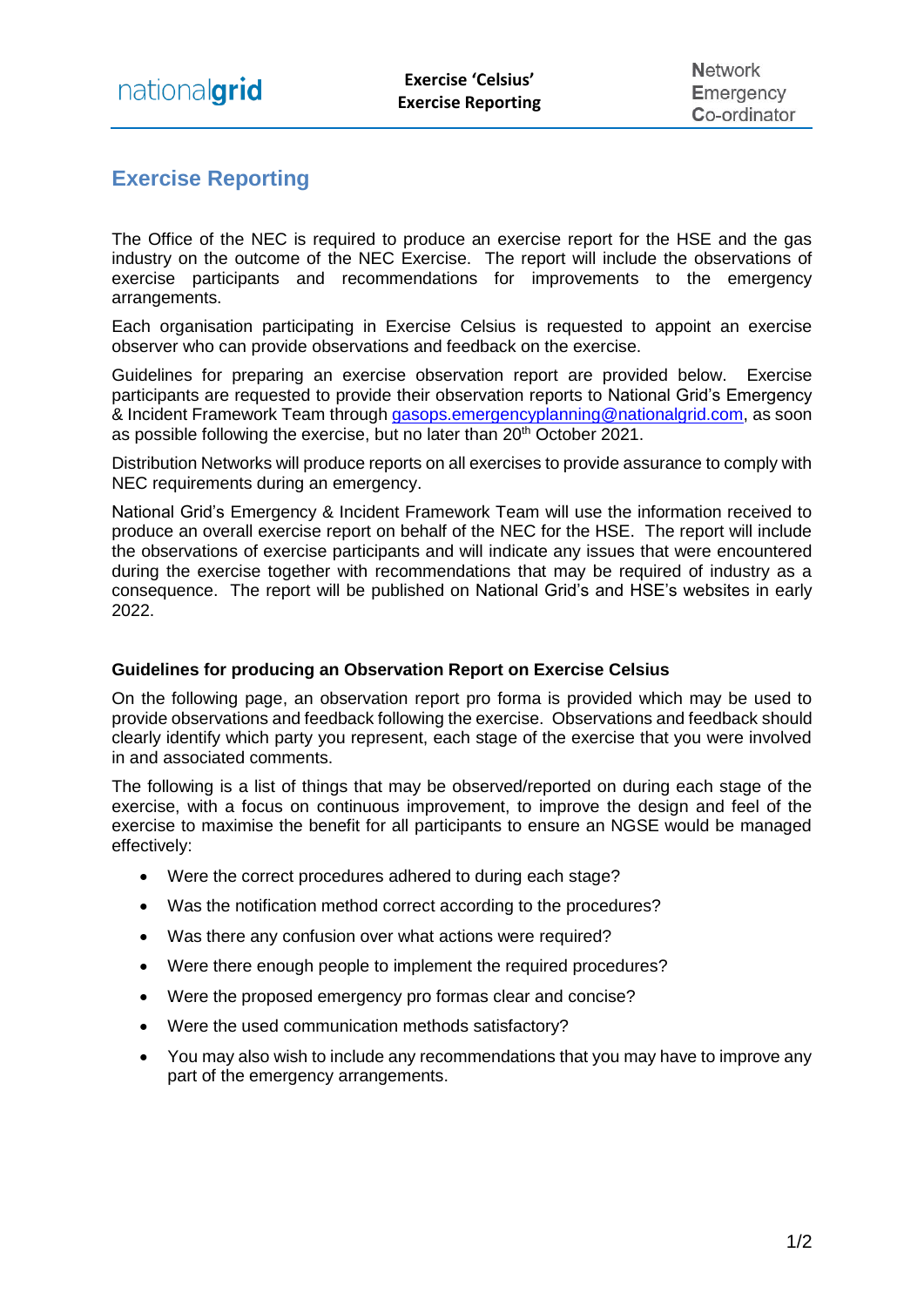# Exercise Reporting

The Office of the NEC is required to produce an exercise report for the HSE and the gas industry on the outcome of the NEC Exercise. The report will include the observations of exercise participants and recommendations for improvements to the emergency arrangements.

Each organisation participating in Exercise Celsius is requested to appoint an exercise observer who can provide observations and feedback on the exercise.

Guidelines for preparing an exercise observation report are provided below. Exercise participants are requested to provide their observation reports to National Grid's Emergency & Incident Framework Team through gasops.emergencyplanning@nationalgrid.com, as soon as possible following the exercise, but no later than 20th October 2021.

Distribution Networks will produce reports on all exercises to provide assurance to comply with NEC requirements during an emergency.

National Grid's Emergency & Incident Framework Team will use the information received to produce an overall exercise report on behalf of the NEC for the HSE. The report will include the observations of exercise participants and will indicate any issues that were encountered during the exercise together with recommendations that may be required of industry as a consequence. The report will be published on National Grid's and HSE's websites in early 2022.

### Guidelines for producing an Observation Report on Exercise Celsius

On the following page, an observation report pro forma is provided which may be used to provide observations and feedback following the exercise. Observations and feedback should clearly identify which party you represent, each stage of the exercise that you were involved in and associated comments.

The following is a list of things that may be observed/reported on during each stage of the exercise, with a focus on continuous improvement, to improve the design and feel of the exercise to maximise the benefit for all participants to ensure an NGSE would be managed effectively:

- Were the correct procedures adhered to during each stage?
- Was the notification method correct according to the procedures?
- Was there any confusion over what actions were required?
- Were there enough people to implement the required procedures?
- Were the proposed emergency pro formas clear and concise?
- Were the used communication methods satisfactory?
- You may also wish to include any recommendations that you may have to improve any part of the emergency arrangements.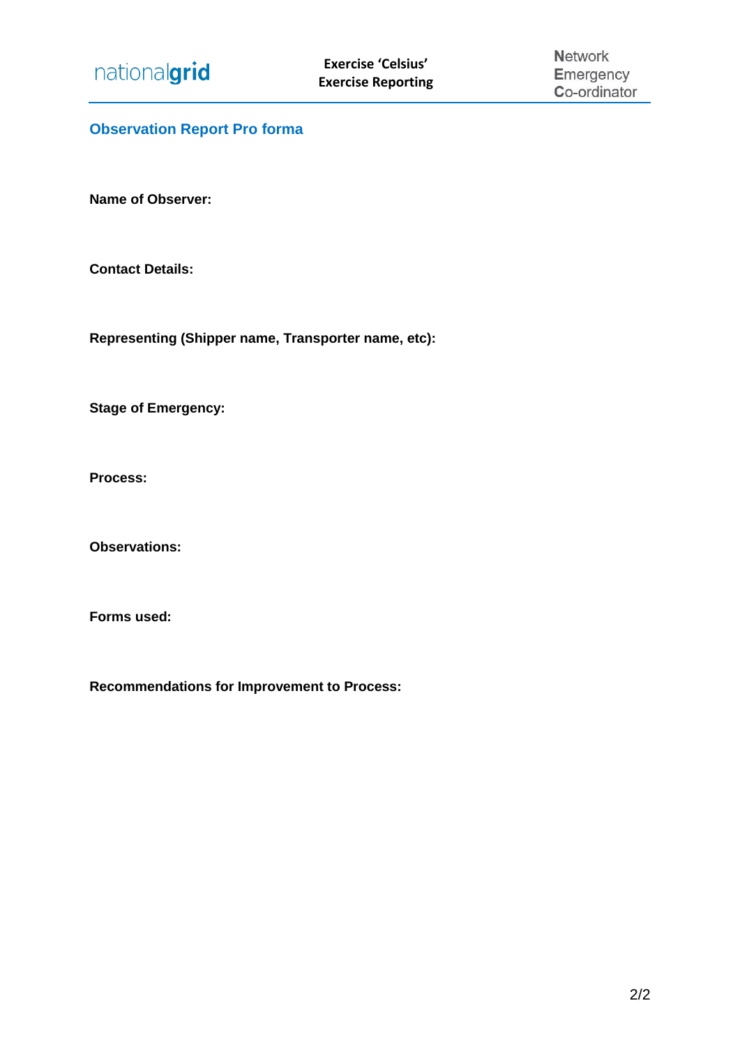## Observation Report Pro forma

**Name of Observer:**

**Contact Details:**

**Representing (Shipper name, Transporter name, etc):**

**Stage of Emergency:**

**Process:**

**Observations:**

**Forms used:**

**Recommendations for Improvement to Process:**